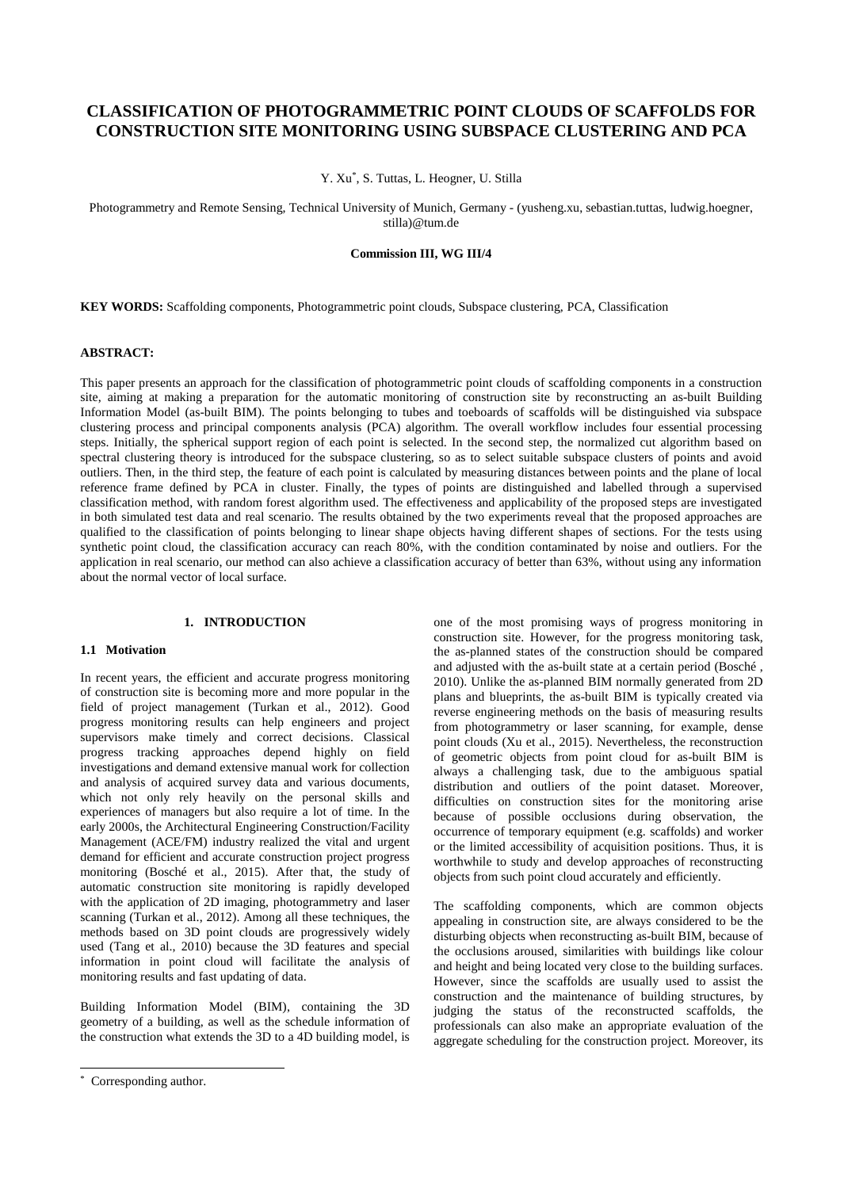# CLASSIFICATION OF PHOTOGRAMMETRIC POINT CLOUDS OF SCAFFOLDS FOR CONSTRUCTION SITE MONITORING USING SUBSPACE CLUSTERING AND PCA

Y. Xu*, S. Tuttas, L. Heogner, U. Stilla

Photogrammetry and Remote Sensing, Technical University of Munich, Germany - (yusheng.xu, sebastian.tuttas, ludwig.hoegner, stilla)@tum.de

**Commission III, WG III/4**

**KEY WORDS:** Scaffolding components, Photogrammetric point clouds, Subspace clustering, PCA, Classification

**ABSTRACT:**

This paper presents an approach for the classification of photogrammetric point clouds of scaffolding components in a construction site, aiming at making a preparation for the automatic monitoring of construction site by reconstructing an as-built Building Information Model (as-built BIM). The points belonging to tubes and toeboards of scaffolds will be distinguished via subspace clustering process and principal components analysis (PCA) algorithm. The overall workflow includes four essential processing steps. Initially, the spherical support region of each point is selected. In the second step, the normalized cut algorithm based on spectral clustering theory is introduced for the subspace clustering, so as to select suitable subspace clusters of points and avoid outliers. Then, in the third step, the feature of each point is calculated by measuring distances between points and the plane of local reference frame defined by PCA in cluster. Finally, the types of points are distinguished and labelled through a supervised classification method, with random forest algorithm used. The effectiveness and applicability of the proposed steps are investigated in both simulated test data and real scenario. The results obtained by the two experiments reveal that the proposed approaches are qualified to the classification of points belonging to linear shape objects having different shapes of sections. For the tests using synthetic point cloud, the classification accuracy can reach 80%, with the condition contaminated by noise and outliers. For the application in real scenario, our method can also achieve a classification accuracy of better than 63%, without using any information about the normal vector of local surface.

## 1. INTRODUCTION

### 1.1 Motivation

In recent years, the efficient and accurate progress monitoring of construction site is becoming more and more popular in the field of project management (Turkan et al., 2012). Good progress monitoring results can help engineers and project supervisors make timely and correct decisions. Classical progress tracking approaches depend highly on field investigations and demand extensive manual work for collection and analysis of acquired survey data and various documents, which not only rely heavily on the personal skills and experiences of managers but also require a lot of time. In the early 2000s, the Architectural Engineering Construction/Facility Management (ACE/FM) industry realized the vital and urgent demand for efficient and accurate construction project progress monitoring (Bosché et al., 2015). After that, the study of automatic construction site monitoring is rapidly developed with the application of 2D imaging, photogrammetry and laser scanning (Turkan et al., 2012). Among all these techniques, the methods based on 3D point clouds are progressively widely used (Tang et al., 2010) because the 3D features and special information in point cloud will facilitate the analysis of monitoring results and fast updating of data.

Building Information Model (BIM), containing the 3D geometry of a building, as well as the schedule information of the construction what extends the 3D to a 4D building model, is one of the most promising ways of progress monitoring in construction site. However, for the progress monitoring task, the as-planned states of the construction should be compared and adjusted with the as-built state at a certain period (Bosché , 2010). Unlike the as-planned BIM normally generated from 2D plans and blueprints, the as-built BIM is typically created via reverse engineering methods on the basis of measuring results from photogrammetry or laser scanning, for example, dense point clouds (Xu et al., 2015). Nevertheless, the reconstruction of geometric objects from point cloud for as-built BIM is always a challenging task, due to the ambiguous spatial distribution and outliers of the point dataset. Moreover, difficulties on construction sites for the monitoring arise because of possible occlusions during observation, the occurrence of temporary equipment (e.g. scaffolds) and worker or the limited accessibility of acquisition positions. Thus, it is worthwhile to study and develop approaches of reconstructing objects from such point cloud accurately and efficiently.

The scaffolding components, which are common objects appealing in construction site, are always considered to be the disturbing objects when reconstructing as-built BIM, because of the occlusions aroused, similarities with buildings like colour and height and being located very close to the building surfaces. However, since the scaffolds are usually used to assist the construction and the maintenance of building structures, by judging the status of the reconstructed scaffolds, the professionals can also make an appropriate evaluation of the aggregate scheduling for the construction project. Moreover, its

* Corresponding author.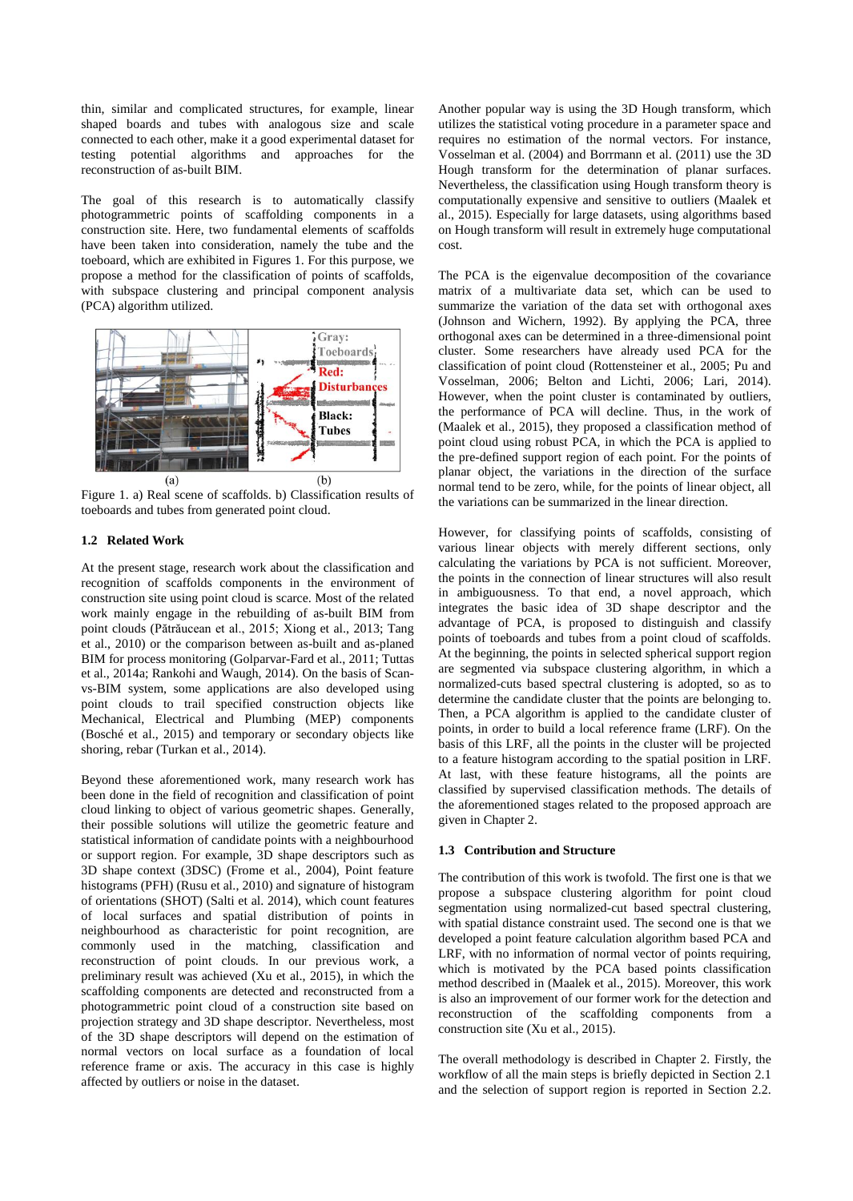thin, similar and complicated structures, for example, linear shaped boards and tubes with analogous size and scale connected to each other, make it a good experimental dataset for testing potential algorithms and approaches for the reconstruction of as-built BIM.

The goal of this research is to automatically classify photogrammetric points of scaffolding components in a construction site. Here, two fundamental elements of scaffolds have been taken into consideration, namely the tube and the toeboard, which are exhibited in Figures 1. For this purpose, we propose a method for the classification of points of scaffolds, with subspace clustering and principal component analysis (PCA) algorithm utilized.

Figure 1. a) Real scene of scaffolds. b) Classification results of toeboards and tubes from generated point cloud.

### 1.2 Related Work

At the present stage, research work about the classification and recognition of scaffolds components in the environment of construction site using point cloud is scarce. Most of the related work mainly engage in the rebuilding of as-built BIM from point clouds (Pătrăucean et al., 2015; Xiong et al., 2013; Tang et al., 2010) or the comparison between as-built and as-planed BIM for process monitoring (Golparvar-Fard et al., 2011; Tuttas et al., 2014a; Rankohi and Waugh, 2014). On the basis of Scan-vs-BIM system, some applications are also developed using point clouds to trail specified construction objects like Mechanical, Electrical and Plumbing (MEP) components (Bosché et al., 2015) and temporary or secondary objects like shoring, rebar (Turkan et al., 2014).

Beyond these aforementioned work, many research work has been done in the field of recognition and classification of point cloud linking to object of various geometric shapes. Generally, their possible solutions will utilize the geometric feature and statistical information of candidate points with a neighbourhood or support region. For example, 3D shape descriptors such as 3D shape context (3DSC) (Frome et al., 2004), Point feature histograms (PFH) (Rusu et al., 2010) and signature of histogram of orientations (SHOT) (Salti et al. 2014), which count features of local surfaces and spatial distribution of points in neighbourhood as characteristic for point recognition, are commonly used in the matching, classification and reconstruction of point clouds. In our previous work, a preliminary result was achieved (Xu et al., 2015), in which the scaffolding components are detected and reconstructed from a photogrammetric point cloud of a construction site based on projection strategy and 3D shape descriptor. Nevertheless, most of the 3D shape descriptors will depend on the estimation of normal vectors on local surface as a foundation of local reference frame or axis. The accuracy in this case is highly affected by outliers or noise in the dataset.

Another popular way is using the 3D Hough transform, which utilizes the statistical voting procedure in a parameter space and requires no estimation of the normal vectors. For instance, Vosselman et al. (2004) and Borrmann et al. (2011) use the 3D Hough transform for the determination of planar surfaces. Nevertheless, the classification using Hough transform theory is computationally expensive and sensitive to outliers (Maalek et al., 2015). Especially for large datasets, using algorithms based on Hough transform will result in extremely huge computational cost.

The PCA is the eigenvalue decomposition of the covariance matrix of a multivariate data set, which can be used to summarize the variation of the data set with orthogonal axes (Johnson and Wichern, 1992). By applying the PCA, three orthogonal axes can be determined in a three-dimensional point cluster. Some researchers have already used PCA for the classification of point cloud (Rottensteiner et al., 2005; Pu and Vosselman, 2006; Belton and Lichti, 2006; Lari, 2014). However, when the point cluster is contaminated by outliers, the performance of PCA will decline. Thus, in the work of (Maalek et al., 2015), they proposed a classification method of point cloud using robust PCA, in which the PCA is applied to the pre-defined support region of each point. For the points of planar object, the variations in the direction of the surface normal tend to be zero, while, for the points of linear object, all the variations can be summarized in the linear direction.

However, for classifying points of scaffolds, consisting of various linear objects with merely different sections, only calculating the variations by PCA is not sufficient. Moreover, the points in the connection of linear structures will also result in ambiguousness. To that end, a novel approach, which integrates the basic idea of 3D shape descriptor and the advantage of PCA, is proposed to distinguish and classify points of toeboards and tubes from a point cloud of scaffolds. At the beginning, the points in selected spherical support region are segmented via subspace clustering algorithm, in which a normalized-cuts based spectral clustering is adopted, so as to determine the candidate cluster that the points are belonging to. Then, a PCA algorithm is applied to the candidate cluster of points, in order to build a local reference frame (LRF). On the basis of this LRF, all the points in the cluster will be projected to a feature histogram according to the spatial position in LRF. At last, with these feature histograms, all the points are classified by supervised classification methods. The details of the aforementioned stages related to the proposed approach are given in Chapter 2.

### 1.3 Contribution and Structure

The contribution of this work is twofold. The first one is that we propose a subspace clustering algorithm for point cloud segmentation using normalized-cut based spectral clustering, with spatial distance constraint used. The second one is that we developed a point feature calculation algorithm based PCA and LRF, with no information of normal vector of points requiring, which is motivated by the PCA based points classification method described in (Maalek et al., 2015). Moreover, this work is also an improvement of our former work for the detection and reconstruction of the scaffolding components from a construction site (Xu et al., 2015).

The overall methodology is described in Chapter 2. Firstly, the workflow of all the main steps is briefly depicted in Section 2.1 and the selection of support region is reported in Section 2.2.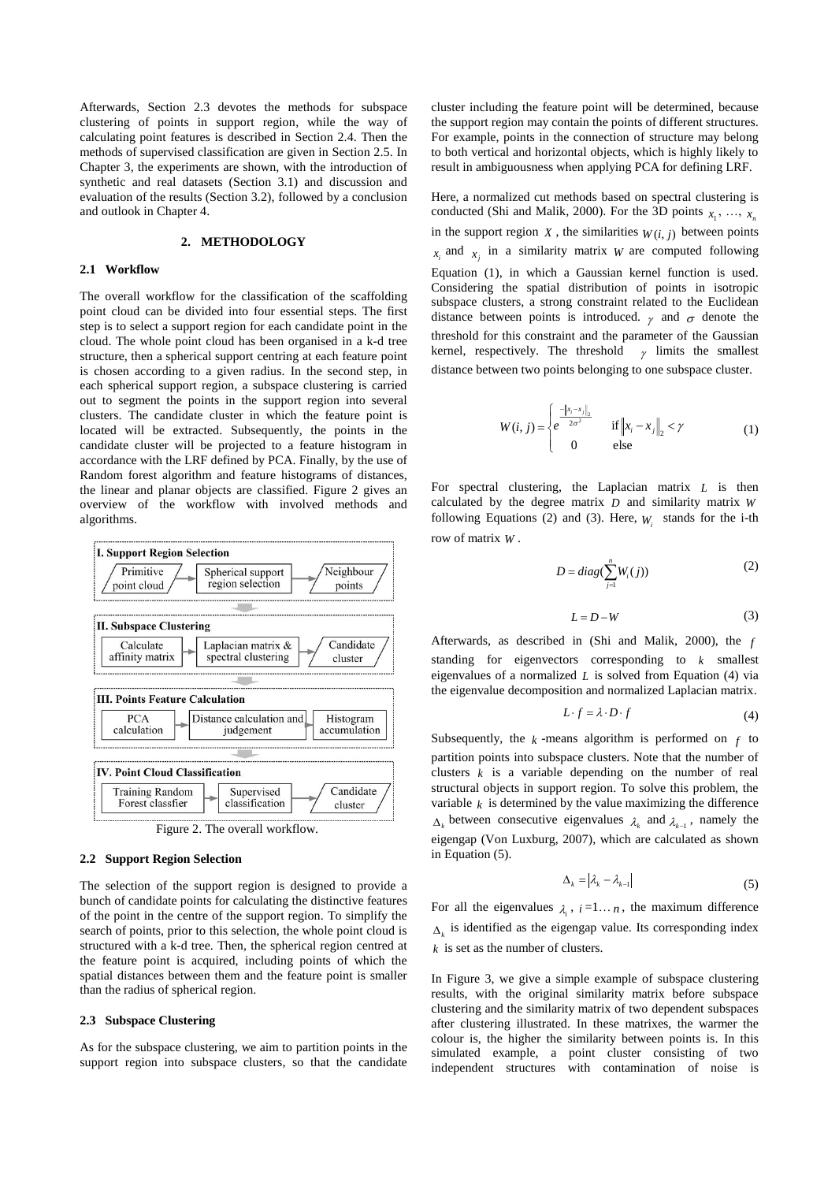Afterwards, Section 2.3 devotes the methods for subspace clustering of points in support region, while the way of calculating point features is described in Section 2.4. Then the methods of supervised classification are given in Section 2.5. In Chapter 3, the experiments are shown, with the introduction of synthetic and real datasets (Section 3.1) and discussion and evaluation of the results (Section 3.2), followed by a conclusion and outlook in Chapter 4.

## 2. METHODOLOGY

### 2.1 Workflow

The overall workflow for the classification of the scaffolding point cloud can be divided into four essential steps. The first step is to select a support region for each candidate point in the cloud. The whole point cloud has been organised in a k-d tree structure, then a spherical support centring at each feature point is chosen according to a given radius. In the second step, in each spherical support region, a subspace clustering is carried out to segment the points in the support region into several clusters. The candidate cluster in which the feature point is located will be extracted. Subsequently, the points in the candidate cluster will be projected to a feature histogram in accordance with the LRF defined by PCA. Finally, by the use of Random forest algorithm and feature histograms of distances, the linear and planar objects are classified. Figure 2 gives an overview of the workflow with involved methods and algorithms.

**I. Support Region Selection**: Primitive point cloud → Spherical support region selection → Neighbour points

**II. Subspace Clustering**: Calculate affinity matrix → Laplacian matrix & spectral clustering → Candidate cluster

**III. Points Feature Calculation**: PCA calculation → Distance calculation and judgement → Histogram accumulation

**IV. Point Cloud Classification**: Training Random Forest classfier → Supervised classification → Candidate cluster

Figure 2. The overall workflow.

### 2.2 Support Region Selection

The selection of the support region is designed to provide a bunch of candidate points for calculating the distinctive features of the point in the centre of the support region. To simplify the search of points, prior to this selection, the whole point cloud is structured with a k-d tree. Then, the spherical region centred at the feature point is acquired, including points of which the spatial distances between them and the feature point is smaller than the radius of spherical region.

### 2.3 Subspace Clustering

As for the subspace clustering, we aim to partition points in the support region into subspace clusters, so that the candidate cluster including the feature point will be determined, because the support region may contain the points of different structures. For example, points in the connection of structure may belong to both vertical and horizontal objects, which is highly likely to result in ambiguousness when applying PCA for defining LRF.

Here, a normalized cut methods based on spectral clustering is conducted (Shi and Malik, 2000). For the 3D points $x_1$, …, $x_n$ in the support region $X$, the similarities $W(i, j)$ between points $x_i$ and $x_j$ in a similarity matrix $W$ are computed following Equation (1), in which a Gaussian kernel function is used. Considering the spatial distribution of points in isotropic subspace clusters, a strong constraint related to the Euclidean distance between points is introduced. $\gamma$ and $\sigma$ denote the threshold for this constraint and the parameter of the Gaussian kernel, respectively. The threshold $\gamma$ limits the smallest distance between two points belonging to one subspace cluster.

$$W(i, j) = \begin{cases} e^{\frac{-\|x_i - x_j\|_2}{2\sigma^2}} & \text{if } \|x_i - x_j\|_2 < \gamma \\ 0 & \text{else} \end{cases} \tag{1}$$

For spectral clustering, the Laplacian matrix $L$ is then calculated by the degree matrix $D$ and similarity matrix $W$ following Equations (2) and (3). Here, $W_i$ stands for the i-th row of matrix $W$.

$$D = diag(\sum_{j=1}^{n} W_i(j)) \tag{2}$$

$$L = D - W \tag{3}$$

Afterwards, as described in (Shi and Malik, 2000), the $f$ standing for eigenvectors corresponding to $k$ smallest eigenvalues of a normalized $L$ is solved from Equation (4) via the eigenvalue decomposition and normalized Laplacian matrix.

$$L \cdot f = \lambda \cdot D \cdot f \tag{4}$$

Subsequently, the $k$-means algorithm is performed on $f$ to partition points into subspace clusters. Note that the number of clusters $k$ is a variable depending on the number of real structural objects in support region. To solve this problem, the variable $k$ is determined by the value maximizing the difference $\Delta_k$ between consecutive eigenvalues $\lambda_k$ and $\lambda_{k-1}$, namely the eigengap (Von Luxburg, 2007), which are calculated as shown in Equation (5).

$$\Delta_k = |\lambda_k - \lambda_{k-1}| \tag{5}$$

For all the eigenvalues $\lambda_i$, $i = 1 \ldots n$, the maximum difference $\Delta_k$ is identified as the eigengap value. Its corresponding index $k$ is set as the number of clusters.

In Figure 3, we give a simple example of subspace clustering results, with the original similarity matrix before subspace clustering and the similarity matrix of two dependent subspaces after clustering illustrated. In these matrixes, the warmer the colour is, the higher the similarity between points is. In this simulated example, a point cluster consisting of two independent structures with contamination of noise is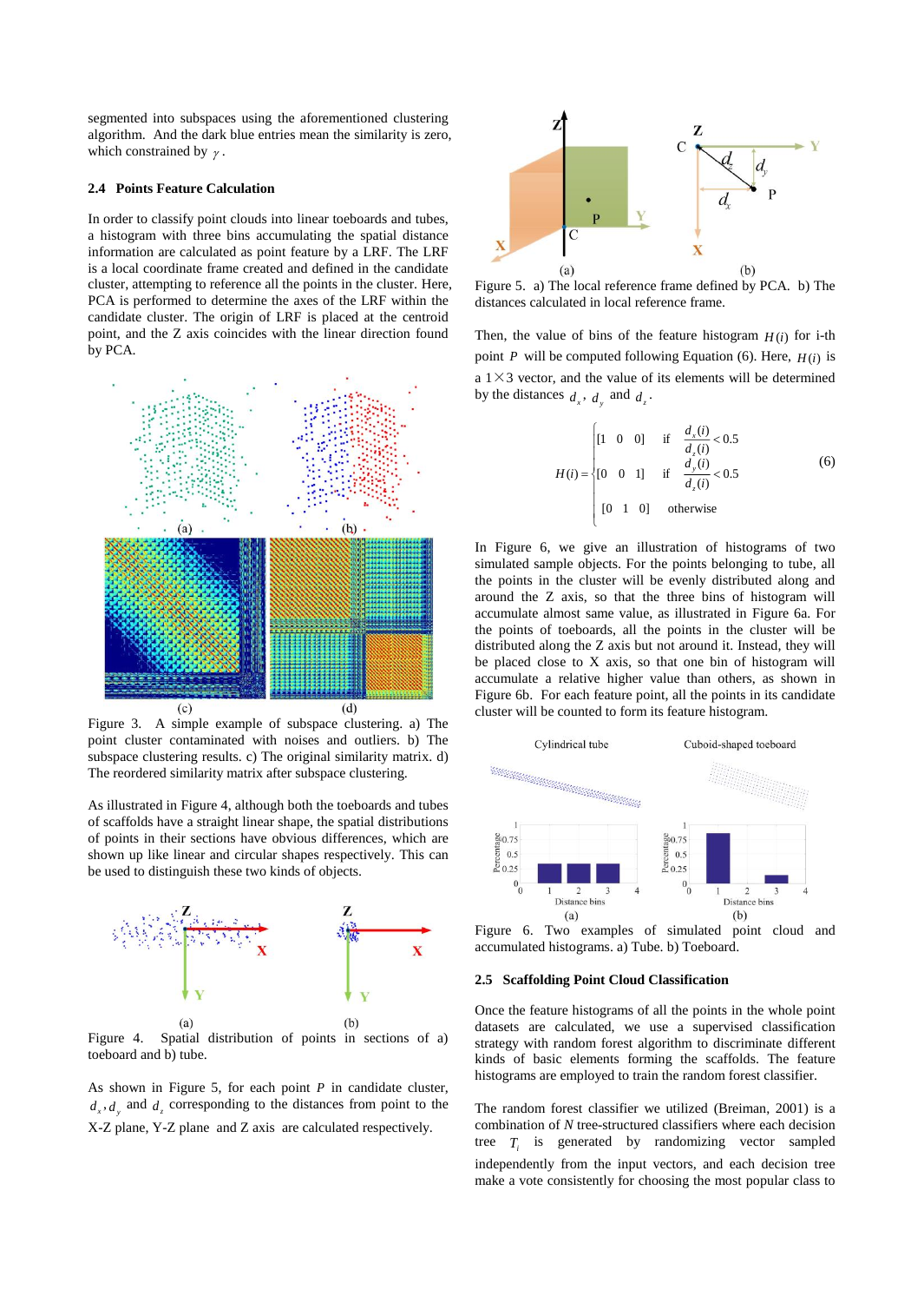segmented into subspaces using the aforementioned clustering algorithm. And the dark blue entries mean the similarity is zero, which constrained by $\gamma$.

### 2.4 Points Feature Calculation

In order to classify point clouds into linear toeboards and tubes, a histogram with three bins accumulating the spatial distance information are calculated as point feature by a LRF. The LRF is a local coordinate frame created and defined in the candidate cluster, attempting to reference all the points in the cluster. Here, PCA is performed to determine the axes of the LRF within the candidate cluster. The origin of LRF is placed at the centroid point, and the Z axis coincides with the linear direction found by PCA.

Figure 3. A simple example of subspace clustering. a) The point cluster contaminated with noises and outliers. b) The subspace clustering results. c) The original similarity matrix. d) The reordered similarity matrix after subspace clustering.

As illustrated in Figure 4, although both the toeboards and tubes of scaffolds have a straight linear shape, the spatial distributions of points in their sections have obvious differences, which are shown up like linear and circular shapes respectively. This can be used to distinguish these two kinds of objects.

Figure 4. Spatial distribution of points in sections of a) toeboard and b) tube.

As shown in Figure 5, for each point $P$ in candidate cluster, $d_x$, $d_y$ and $d_z$ corresponding to the distances from point to the X-Z plane, Y-Z plane and Z axis are calculated respectively.

Figure 5. a) The local reference frame defined by PCA. b) The distances calculated in local reference frame.

Then, the value of bins of the feature histogram $H(i)$ for i-th point $P$ will be computed following Equation (6). Here, $H(i)$ is a $1 \times 3$ vector, and the value of its elements will be determined by the distances $d_x$, $d_y$ and $d_z$.

$$H(i) = \begin{cases} [1 \quad 0 \quad 0] & \text{if} \quad \dfrac{d_x(i)}{d_z(i)} < 0.5 \\ [0 \quad 0 \quad 1] & \text{if} \quad \dfrac{d_y(i)}{d_z(i)} < 0.5 \\ [0 \quad 1 \quad 0] & \text{otherwise} \end{cases} \tag{6}$$

In Figure 6, we give an illustration of histograms of two simulated sample objects. For the points belonging to tube, all the points in the cluster will be evenly distributed along and around the Z axis, so that the three bins of histogram will accumulate almost same value, as illustrated in Figure 6a. For the points of toeboards, all the points in the cluster will be distributed along the Z axis but not around it. Instead, they will be placed close to X axis, so that one bin of histogram will accumulate a relative higher value than others, as shown in Figure 6b. For each feature point, all the points in its candidate cluster will be counted to form its feature histogram.

Figure 6. Two examples of simulated point cloud and accumulated histograms. a) Tube. b) Toeboard.

### 2.5 Scaffolding Point Cloud Classification

Once the feature histograms of all the points in the whole point datasets are calculated, we use a supervised classification strategy with random forest algorithm to discriminate different kinds of basic elements forming the scaffolds. The feature histograms are employed to train the random forest classifier.

The random forest classifier we utilized (Breiman, 2001) is a combination of $N$ tree-structured classifiers where each decision tree $T_i$ is generated by randomizing vector sampled independently from the input vectors, and each decision tree make a vote consistently for choosing the most popular class to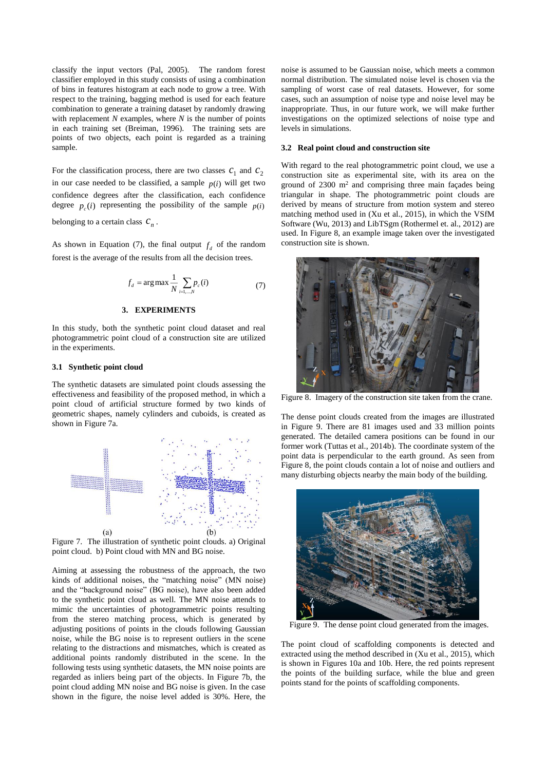classify the input vectors (Pal, 2005). The random forest classifier employed in this study consists of using a combination of bins in features histogram at each node to grow a tree. With respect to the training, bagging method is used for each feature combination to generate a training dataset by randomly drawing with replacement $N$ examples, where $N$ is the number of points in each training set (Breiman, 1996). The training sets are points of two objects, each point is regarded as a training sample.

For the classification process, there are two classes $c_1$ and $c_2$ in our case needed to be classified, a sample $p(i)$ will get two confidence degrees after the classification, each confidence degree $p_c(i)$ representing the possibility of the sample $p(i)$ belonging to a certain class $c_n$.

As shown in Equation (7), the final output $f_d$ of the random forest is the average of the results from all the decision trees.

$$f_d = \arg\max \frac{1}{N} \sum_{i=1,\ldots,N} p_c(i) \tag{7}$$

## 3. EXPERIMENTS

In this study, both the synthetic point cloud dataset and real photogrammetric point cloud of a construction site are utilized in the experiments.

### 3.1 Synthetic point cloud

The synthetic datasets are simulated point clouds assessing the effectiveness and feasibility of the proposed method, in which a point cloud of artificial structure formed by two kinds of geometric shapes, namely cylinders and cuboids, is created as shown in Figure 7a.

(a) (b)

Figure 7. The illustration of synthetic point clouds. a) Original point cloud. b) Point cloud with MN and BG noise.

Aiming at assessing the robustness of the approach, the two kinds of additional noises, the "matching noise" (MN noise) and the "background noise" (BG noise), have also been added to the synthetic point cloud as well. The MN noise attends to mimic the uncertainties of photogrammetric points resulting from the stereo matching process, which is generated by adjusting positions of points in the clouds following Gaussian noise, while the BG noise is to represent outliers in the scene relating to the distractions and mismatches, which is created as additional points randomly distributed in the scene. In the following tests using synthetic datasets, the MN noise points are regarded as inliers being part of the objects. In Figure 7b, the point cloud adding MN noise and BG noise is given. In the case shown in the figure, the noise level added is 30%. Here, the noise is assumed to be Gaussian noise, which meets a common normal distribution. The simulated noise level is chosen via the sampling of worst case of real datasets. However, for some cases, such an assumption of noise type and noise level may be inappropriate. Thus, in our future work, we will make further investigations on the optimized selections of noise type and levels in simulations.

### 3.2 Real point cloud and construction site

With regard to the real photogrammetric point cloud, we use a construction site as experimental site, with its area on the ground of 2300 m$^2$ and comprising three main façades being triangular in shape. The photogrammetric point clouds are derived by means of structure from motion system and stereo matching method used in (Xu et al., 2015), in which the VSfM Software (Wu, 2013) and LibTSgm (Rothermel et. al., 2012) are used. In Figure 8, an example image taken over the investigated construction site is shown.

Figure 8. Imagery of the construction site taken from the crane.

The dense point clouds created from the images are illustrated in Figure 9. There are 81 images used and 33 million points generated. The detailed camera positions can be found in our former work (Tuttas et al., 2014b). The coordinate system of the point data is perpendicular to the earth ground. As seen from Figure 8, the point clouds contain a lot of noise and outliers and many disturbing objects nearby the main body of the building.

Figure 9. The dense point cloud generated from the images.

The point cloud of scaffolding components is detected and extracted using the method described in (Xu et al., 2015), which is shown in Figures 10a and 10b. Here, the red points represent the points of the building surface, while the blue and green points stand for the points of scaffolding components.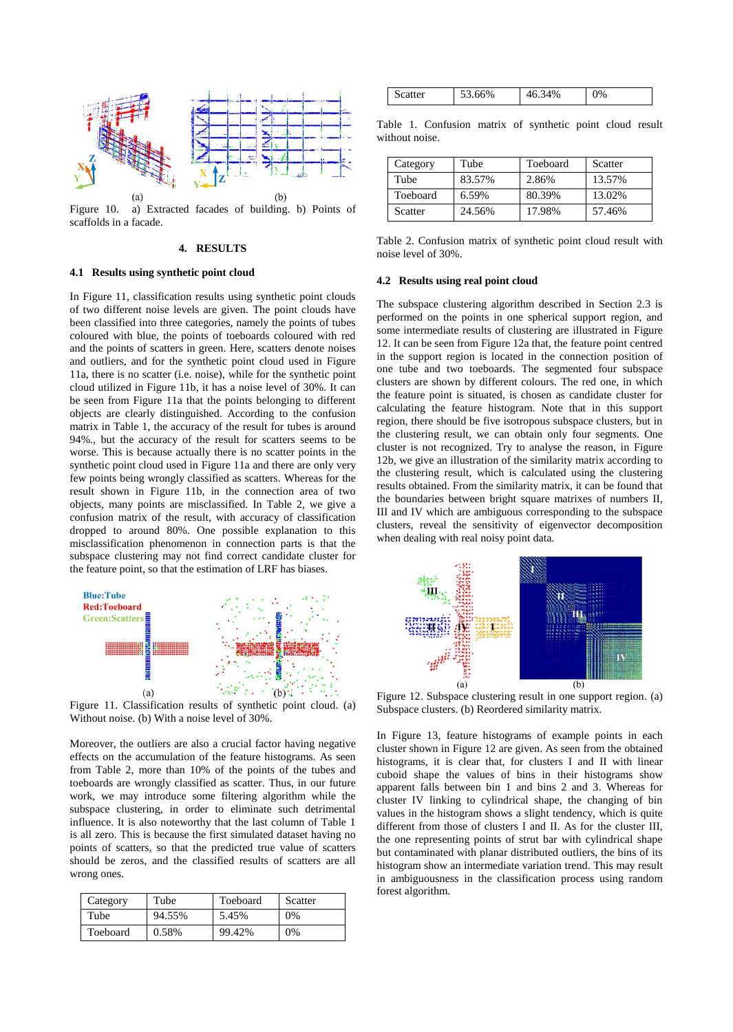Figure 10. a) Extracted facades of building. b) Points of scaffolds in a facade.

## 4. RESULTS

### 4.1 Results using synthetic point cloud

In Figure 11, classification results using synthetic point clouds of two different noise levels are given. The point clouds have been classified into three categories, namely the points of tubes coloured with blue, the points of toeboards coloured with red and the points of scatters in green. Here, scatters denote noises and outliers, and for the synthetic point cloud used in Figure 11a, there is no scatter (i.e. noise), while for the synthetic point cloud utilized in Figure 11b, it has a noise level of 30%. It can be seen from Figure 11a that the points belonging to different objects are clearly distinguished. According to the confusion matrix in Table 1, the accuracy of the result for tubes is around 94%., but the accuracy of the result for scatters seems to be worse. This is because actually there is no scatter points in the synthetic point cloud used in Figure 11a and there are only very few points being wrongly classified as scatters. Whereas for the result shown in Figure 11b, in the connection area of two objects, many points are misclassified. In Table 2, we give a confusion matrix of the result, with accuracy of classification dropped to around 80%. One possible explanation to this misclassification phenomenon in connection parts is that the subspace clustering may not find correct candidate cluster for the feature point, so that the estimation of LRF has biases.

Figure 11. Classification results of synthetic point cloud. (a) Without noise. (b) With a noise level of 30%.

Moreover, the outliers are also a crucial factor having negative effects on the accumulation of the feature histograms. As seen from Table 2, more than 10% of the points of the tubes and toeboards are wrongly classified as scatter. Thus, in our future work, we may introduce some filtering algorithm while the subspace clustering, in order to eliminate such detrimental influence. It is also noteworthy that the last column of Table 1 is all zero. This is because the first simulated dataset having no points of scatters, so that the predicted true value of scatters should be zeros, and the classified results of scatters are all wrong ones.

| Category | Tube | Toeboard | Scatter |
|---|---|---|---|
| Tube | 94.55% | 5.45% | 0% |
| Toeboard | 0.58% | 99.42% | 0% |
| Scatter | 53.66% | 46.34% | 0% |

Table 1. Confusion matrix of synthetic point cloud result without noise.

| Category | Tube | Toeboard | Scatter |
|---|---|---|---|
| Tube | 83.57% | 2.86% | 13.57% |
| Toeboard | 6.59% | 80.39% | 13.02% |
| Scatter | 24.56% | 17.98% | 57.46% |

Table 2. Confusion matrix of synthetic point cloud result with noise level of 30%.

### 4.2 Results using real point cloud

The subspace clustering algorithm described in Section 2.3 is performed on the points in one spherical support region, and some intermediate results of clustering are illustrated in Figure 12. It can be seen from Figure 12a that, the feature point centred in the support region is located in the connection position of one tube and two toeboards. The segmented four subspace clusters are shown by different colours. The red one, in which the feature point is situated, is chosen as candidate cluster for calculating the feature histogram. Note that in this support region, there should be five isotropous subspace clusters, but in the clustering result, we can obtain only four segments. One cluster is not recognized. Try to analyse the reason, in Figure 12b, we give an illustration of the similarity matrix according to the clustering result, which is calculated using the clustering results obtained. From the similarity matrix, it can be found that the boundaries between bright square matrixes of numbers II, III and IV which are ambiguous corresponding to the subspace clusters, reveal the sensitivity of eigenvector decomposition when dealing with real noisy point data.

Figure 12. Subspace clustering result in one support region. (a) Subspace clusters. (b) Reordered similarity matrix.

In Figure 13, feature histograms of example points in each cluster shown in Figure 12 are given. As seen from the obtained histograms, it is clear that, for clusters I and II with linear cuboid shape the values of bins in their histograms show apparent falls between bin 1 and bins 2 and 3. Whereas for cluster IV linking to cylindrical shape, the changing of bin values in the histogram shows a slight tendency, which is quite different from those of clusters I and II. As for the cluster III, the one representing points of strut bar with cylindrical shape but contaminated with planar distributed outliers, the bins of its histogram show an intermediate variation trend. This may result in ambiguousness in the classification process using random forest algorithm.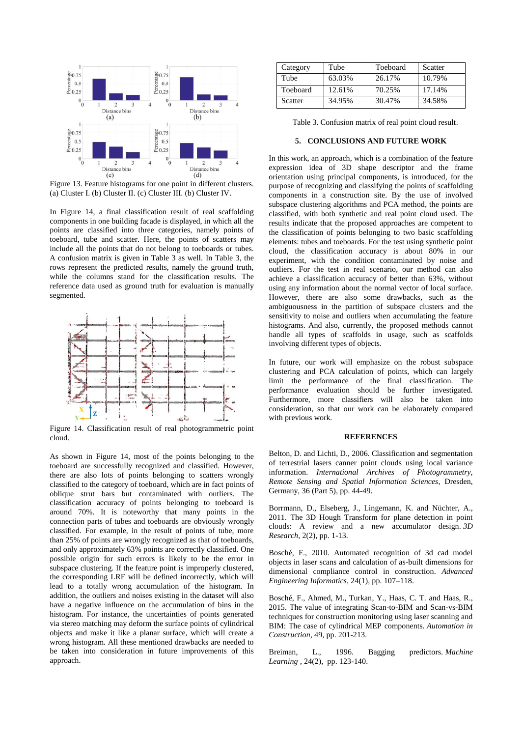Figure 13. Feature histograms for one point in different clusters. (a) Cluster I. (b) Cluster II. (c) Cluster III. (b) Cluster IV.

In Figure 14, a final classification result of real scaffolding components in one building facade is displayed, in which all the points are classified into three categories, namely points of toeboard, tube and scatter. Here, the points of scatters may include all the points that do not belong to toeboards or tubes. A confusion matrix is given in Table 3 as well. In Table 3, the rows represent the predicted results, namely the ground truth, while the columns stand for the classification results. The reference data used as ground truth for evaluation is manually segmented.

Figure 14. Classification result of real photogrammetric point cloud.

As shown in Figure 14, most of the points belonging to the toeboard are successfully recognized and classified. However, there are also lots of points belonging to scatters wrongly classified to the category of toeboard, which are in fact points of oblique strut bars but contaminated with outliers. The classification accuracy of points belonging to toeboard is around 70%. It is noteworthy that many points in the connection parts of tubes and toeboards are obviously wrongly classified. For example, in the result of points of tube, more than 25% of points are wrongly recognized as that of toeboards, and only approximately 63% points are correctly classified. One possible origin for such errors is likely to be the error in subspace clustering. If the feature point is improperly clustered, the corresponding LRF will be defined incorrectly, which will lead to a totally wrong accumulation of the histogram. In addition, the outliers and noises existing in the dataset will also have a negative influence on the accumulation of bins in the histogram. For instance, the uncertainties of points generated via stereo matching may deform the surface points of cylindrical objects and make it like a planar surface, which will create a wrong histogram. All these mentioned drawbacks are needed to be taken into consideration in future improvements of this approach.

| Category | Tube | Toeboard | Scatter |
| --- | --- | --- | --- |
| Tube | 63.03% | 26.17% | 10.79% |
| Toeboard | 12.61% | 70.25% | 17.14% |
| Scatter | 34.95% | 30.47% | 34.58% |

Table 3. Confusion matrix of real point cloud result.

## 5. CONCLUSIONS AND FUTURE WORK

In this work, an approach, which is a combination of the feature expression idea of 3D shape descriptor and the frame orientation using principal components, is introduced, for the purpose of recognizing and classifying the points of scaffolding components in a construction site. By the use of involved subspace clustering algorithms and PCA method, the points are classified, with both synthetic and real point cloud used. The results indicate that the proposed approaches are competent to the classification of points belonging to two basic scaffolding elements: tubes and toeboards. For the test using synthetic point cloud, the classification accuracy is about 80% in our experiment, with the condition contaminated by noise and outliers. For the test in real scenario, our method can also achieve a classification accuracy of better than 63%, without using any information about the normal vector of local surface. However, there are also some drawbacks, such as the ambiguousness in the partition of subspace clusters and the sensitivity to noise and outliers when accumulating the feature histograms. And also, currently, the proposed methods cannot handle all types of scaffolds in usage, such as scaffolds involving different types of objects.

In future, our work will emphasize on the robust subspace clustering and PCA calculation of points, which can largely limit the performance of the final classification. The performance evaluation should be further investigated. Furthermore, more classifiers will also be taken into consideration, so that our work can be elaborately compared with previous work.

## REFERENCES

Belton, D. and Lichti, D., 2006. Classification and segmentation of terrestrial lasers canner point clouds using local variance information. *International Archives of Photogrammetry, Remote Sensing and Spatial Information Sciences*, Dresden, Germany, 36 (Part 5), pp. 44-49.

Borrmann, D., Elseberg, J., Lingemann, K. and Nüchter, A., 2011. The 3D Hough Transform for plane detection in point clouds: A review and a new accumulator design. *3D Research*, 2(2), pp. 1-13.

Bosché, F., 2010. Automated recognition of 3d cad model objects in laser scans and calculation of as-built dimensions for dimensional compliance control in construction. *Advanced Engineering Informatics*, 24(1), pp. 107–118.

Bosché, F., Ahmed, M., Turkan, Y., Haas, C. T. and Haas, R., 2015. The value of integrating Scan-to-BIM and Scan-vs-BIM techniques for construction monitoring using laser scanning and BIM: The case of cylindrical MEP components. *Automation in Construction*, 49, pp. 201-213.

Breiman, L., 1996. Bagging predictors. *Machine Learning* , 24(2), pp. 123-140.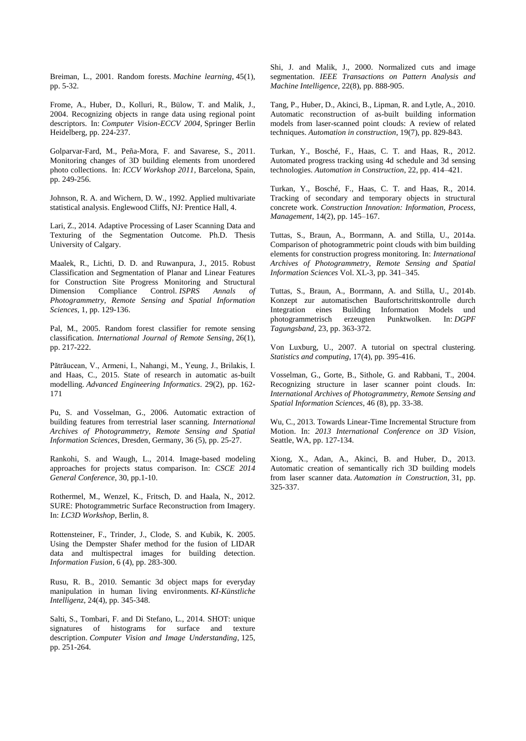Breiman, L., 2001. Random forests. *Machine learning*, 45(1), pp. 5-32.

Frome, A., Huber, D., Kolluri, R., Bülow, T. and Malik, J., 2004. Recognizing objects in range data using regional point descriptors. In: *Computer Vision-ECCV 2004*, Springer Berlin Heidelberg, pp. 224-237.

Golparvar-Fard, M., Peña-Mora, F. and Savarese, S., 2011. Monitoring changes of 3D building elements from unordered photo collections. In: *ICCV Workshop 2011*, Barcelona, Spain, pp. 249-256.

Johnson, R. A. and Wichern, D. W., 1992. Applied multivariate statistical analysis. Englewood Cliffs, NJ: Prentice Hall, 4.

Lari, Z., 2014. Adaptive Processing of Laser Scanning Data and Texturing of the Segmentation Outcome. Ph.D. Thesis University of Calgary.

Maalek, R., Lichti, D. D. and Ruwanpura, J., 2015. Robust Classification and Segmentation of Planar and Linear Features for Construction Site Progress Monitoring and Structural Dimension Compliance Control. *ISPRS Annals of Photogrammetry, Remote Sensing and Spatial Information Sciences*, 1, pp. 129-136.

Pal, M., 2005. Random forest classifier for remote sensing classification. *International Journal of Remote Sensing*, 26(1), pp. 217-222.

Pătrăucean, V., Armeni, I., Nahangi, M., Yeung, J., Brilakis, I. and Haas, C., 2015. State of research in automatic as-built modelling. *Advanced Engineering Informatics*. 29(2), pp. 162-171

Pu, S. and Vosselman, G., 2006. Automatic extraction of building features from terrestrial laser scanning. *International Archives of Photogrammetry, Remote Sensing and Spatial Information Sciences*, Dresden, Germany, 36 (5), pp. 25-27.

Rankohi, S. and Waugh, L., 2014. Image-based modeling approaches for projects status comparison. In: *CSCE 2014 General Conference*, 30, pp.1-10.

Rothermel, M., Wenzel, K., Fritsch, D. and Haala, N., 2012. SURE: Photogrammetric Surface Reconstruction from Imagery. In: *LC3D Workshop*, Berlin, 8.

Rottensteiner, F., Trinder, J., Clode, S. and Kubik, K. 2005. Using the Dempster Shafer method for the fusion of LIDAR data and multispectral images for building detection. *Information Fusion*, 6 (4), pp. 283-300.

Rusu, R. B., 2010. Semantic 3d object maps for everyday manipulation in human living environments. *KI-Künstliche Intelligenz*, 24(4), pp. 345-348.

Salti, S., Tombari, F. and Di Stefano, L., 2014. SHOT: unique signatures of histograms for surface and texture description. *Computer Vision and Image Understanding*, 125, pp. 251-264.

Shi, J. and Malik, J., 2000. Normalized cuts and image segmentation. *IEEE Transactions on Pattern Analysis and Machine Intelligence*, 22(8), pp. 888-905.

Tang, P., Huber, D., Akinci, B., Lipman, R. and Lytle, A., 2010. Automatic reconstruction of as-built building information models from laser-scanned point clouds: A review of related techniques. *Automation in construction*, 19(7), pp. 829-843.

Turkan, Y., Bosché, F., Haas, C. T. and Haas, R., 2012. Automated progress tracking using 4d schedule and 3d sensing technologies. *Automation in Construction*, 22, pp. 414–421.

Turkan, Y., Bosché, F., Haas, C. T. and Haas, R., 2014. Tracking of secondary and temporary objects in structural concrete work. *Construction Innovation: Information, Process, Management*, 14(2), pp. 145–167.

Tuttas, S., Braun, A., Borrmann, A. and Stilla, U., 2014a. Comparison of photogrammetric point clouds with bim building elements for construction progress monitoring. In: *International Archives of Photogrammetry, Remote Sensing and Spatial Information Sciences* Vol. XL-3, pp. 341–345.

Tuttas, S., Braun, A., Borrmann, A. and Stilla, U., 2014b. Konzept zur automatischen Baufortschrittskontrolle durch Integration eines Building Information Models und photogrammetrisch erzeugten Punktwolken. In: *DGPF Tagungsband*, 23, pp. 363-372.

Von Luxburg, U., 2007. A tutorial on spectral clustering. *Statistics and computing*, 17(4), pp. 395-416.

Vosselman, G., Gorte, B., Sithole, G. and Rabbani, T., 2004. Recognizing structure in laser scanner point clouds. In: *International Archives of Photogrammetry, Remote Sensing and Spatial Information Sciences*, 46 (8), pp. 33-38.

Wu, C., 2013. Towards Linear-Time Incremental Structure from Motion. In: *2013 International Conference on 3D Vision*, Seattle, WA, pp. 127-134.

Xiong, X., Adan, A., Akinci, B. and Huber, D., 2013. Automatic creation of semantically rich 3D building models from laser scanner data. *Automation in Construction*, 31, pp. 325-337.